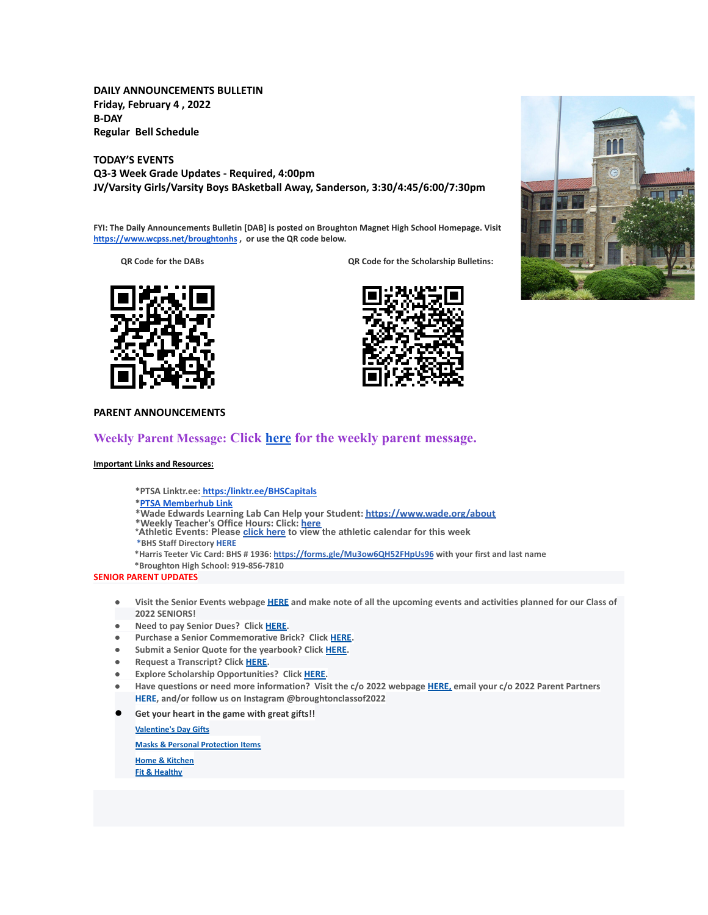**DAILY ANNOUNCEMENTS BULLETIN**
**Friday, February 4 , 2022**
**B-DAY**
**Regular Bell Schedule**

**TODAY'S EVENTS**
**Q3-3 Week Grade Updates - Required, 4:00pm**
**JV/Varsity Girls/Varsity Boys BAsketball Away, Sanderson, 3:30/4:45/6:00/7:30pm**

**FYI: The Daily Announcements Bulletin [DAB] is posted on Broughton Magnet High School Homepage. Visit https://www.wcpss.net/broughtonhs , or use the QR code below.**

**QR Code for the DABs** | **QR Code for the Scholarship Bulletins:**

**PARENT ANNOUNCEMENTS**

## Weekly Parent Message: Click here for the weekly parent message.

**Important Links and Resources:**

- *PTSA Linktr.ee: https:/linktr.ee/BHSCapitals
- *PTSA Memberhub Link
- *Wade Edwards Learning Lab Can Help your Student: https://www.wade.org/about
- *Weekly Teacher's Office Hours: Click: here
- *Athletic Events: Please click here to view the athletic calendar for this week
- *BHS Staff Directory HERE
- *Harris Teeter Vic Card: BHS # 1936: https://forms.gle/Mu3ow6QH52FHpUs96 with your first and last name
- *Broughton High School: 919-856-7810

**SENIOR PARENT UPDATES**

- Visit the Senior Events webpage HERE and make note of all the upcoming events and activities planned for our Class of 2022 SENIORS!
- Need to pay Senior Dues? Click HERE.
- Purchase a Senior Commemorative Brick? Click HERE.
- Submit a Senior Quote for the yearbook? Click HERE.
- Request a Transcript? Click HERE.
- Explore Scholarship Opportunities? Click HERE.
- Have questions or need more information? Visit the c/o 2022 webpage HERE, email your c/o 2022 Parent Partners HERE, and/or follow us on Instagram @broughtonclassof2022
- Get your heart in the game with great gifts!!

  Valentine's Day Gifts

  Masks & Personal Protection Items

  Home & Kitchen

  Fit & Healthy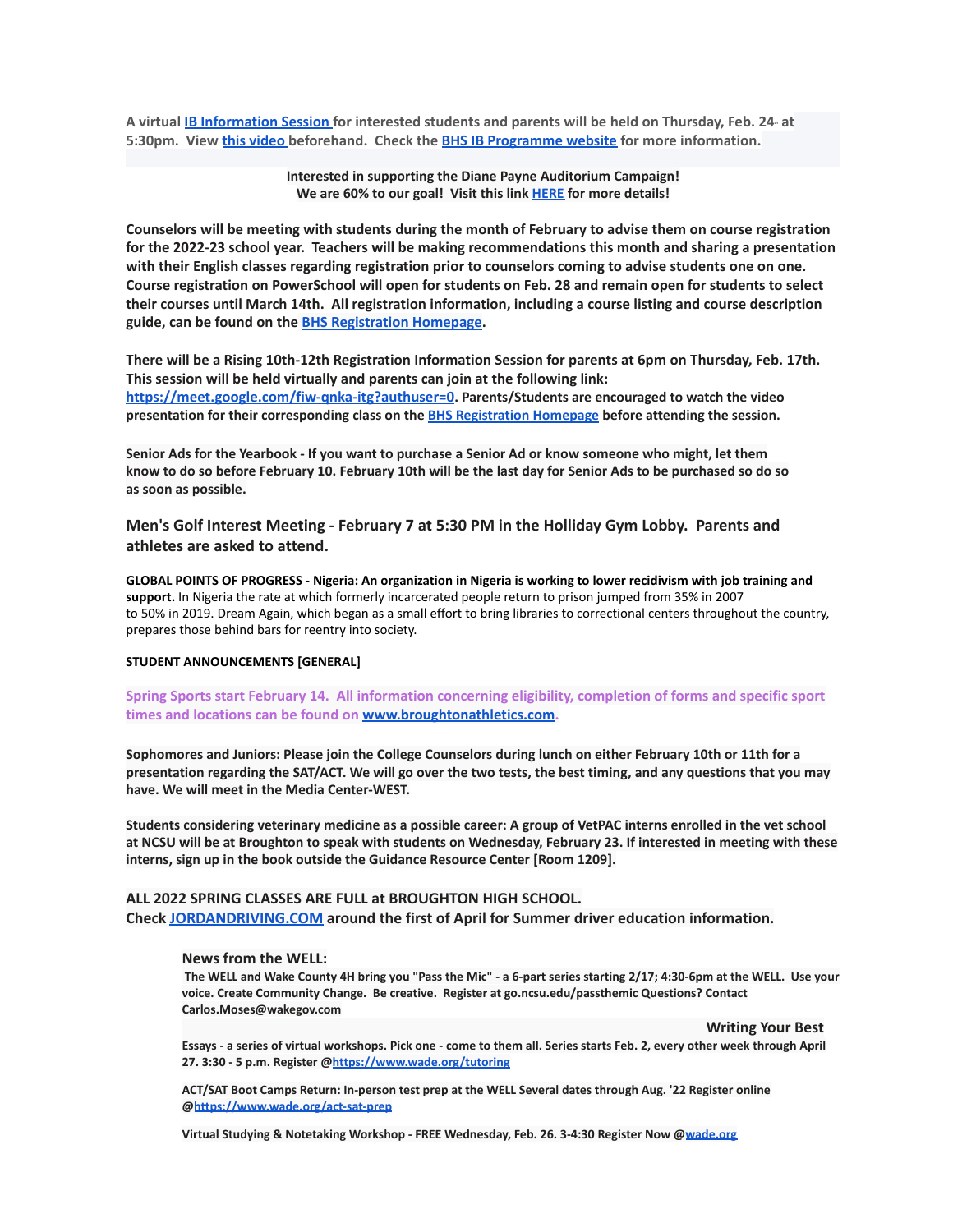**A virtual IB Information Session for interested students and parents will be held on Thursday, Feb. 24th at 5:30pm. View this video beforehand. Check the BHS IB Programme website for more information.**

**Interested in supporting the Diane Payne Auditorium Campaign! We are 60% to our goal! Visit this link HERE for more details!**

**Counselors will be meeting with students during the month of February to advise them on course registration for the 2022-23 school year. Teachers will be making recommendations this month and sharing a presentation with their English classes regarding registration prior to counselors coming to advise students one on one. Course registration on PowerSchool will open for students on Feb. 28 and remain open for students to select their courses until March 14th. All registration information, including a course listing and course description guide, can be found on the BHS Registration Homepage.**

**There will be a Rising 10th-12th Registration Information Session for parents at 6pm on Thursday, Feb. 17th. This session will be held virtually and parents can join at the following link: https://meet.google.com/fiw-qnka-itg?authuser=0. Parents/Students are encouraged to watch the video presentation for their corresponding class on the BHS Registration Homepage before attending the session.**

**Senior Ads for the Yearbook - If you want to purchase a Senior Ad or know someone who might, let them know to do so before February 10. February 10th will be the last day for Senior Ads to be purchased so do so as soon as possible.**

**Men's Golf Interest Meeting - February 7 at 5:30 PM in the Holliday Gym Lobby. Parents and athletes are asked to attend.**

**GLOBAL POINTS OF PROGRESS - Nigeria: An organization in Nigeria is working to lower recidivism with job training and support.** In Nigeria the rate at which formerly incarcerated people return to prison jumped from 35% in 2007 to 50% in 2019. Dream Again, which began as a small effort to bring libraries to correctional centers throughout the country, prepares those behind bars for reentry into society.

**STUDENT ANNOUNCEMENTS [GENERAL]**

**Spring Sports start February 14. All information concerning eligibility, completion of forms and specific sport times and locations can be found on www.broughtonathletics.com.**

**Sophomores and Juniors: Please join the College Counselors during lunch on either February 10th or 11th for a presentation regarding the SAT/ACT. We will go over the two tests, the best timing, and any questions that you may have. We will meet in the Media Center-WEST.**

**Students considering veterinary medicine as a possible career: A group of VetPAC interns enrolled in the vet school at NCSU will be at Broughton to speak with students on Wednesday, February 23. If interested in meeting with these interns, sign up in the book outside the Guidance Resource Center [Room 1209].**

**ALL 2022 SPRING CLASSES ARE FULL at BROUGHTON HIGH SCHOOL.**
**Check JORDANDRIVING.COM around the first of April for Summer driver education information.**

**News from the WELL:**

**The WELL and Wake County 4H bring you "Pass the Mic" - a 6-part series starting 2/17; 4:30-6pm at the WELL. Use your voice. Create Community Change. Be creative. Register at go.ncsu.edu/passthemic Questions? Contact Carlos.Moses@wakegov.com**

**Writing Your Best Essays - a series of virtual workshops. Pick one - come to them all. Series starts Feb. 2, every other week through April 27. 3:30 - 5 p.m. Register @https://www.wade.org/tutoring**

**ACT/SAT Boot Camps Return: In-person test prep at the WELL Several dates through Aug. '22 Register online @https://www.wade.org/act-sat-prep**

**Virtual Studying & Notetaking Workshop - FREE Wednesday, Feb. 26. 3-4:30 Register Now @wade.org**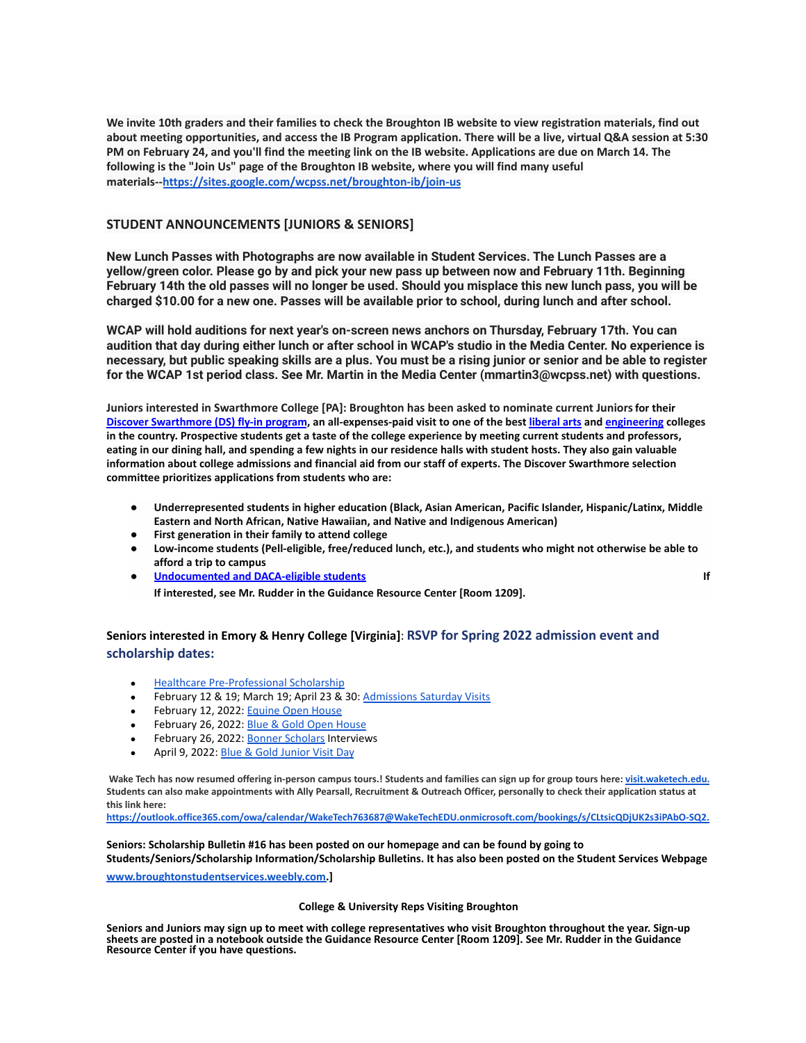**We invite 10th graders and their families to check the Broughton IB website to view registration materials, find out about meeting opportunities, and access the IB Program application. There will be a live, virtual Q&A session at 5:30 PM on February 24, and you'll find the meeting link on the IB website. Applications are due on March 14. The following is the "Join Us" page of the Broughton IB website, where you will find many useful materials--https://sites.google.com/wcpss.net/broughton-ib/join-us**

## STUDENT ANNOUNCEMENTS [JUNIORS & SENIORS]

**New Lunch Passes with Photographs are now available in Student Services. The Lunch Passes are a yellow/green color. Please go by and pick your new pass up between now and February 11th. Beginning February 14th the old passes will no longer be used. Should you misplace this new lunch pass, you will be charged $10.00 for a new one. Passes will be available prior to school, during lunch and after school.**

**WCAP will hold auditions for next year's on-screen news anchors on Thursday, February 17th. You can audition that day during either lunch or after school in WCAP's studio in the Media Center. No experience is necessary, but public speaking skills are a plus. You must be a rising junior or senior and be able to register for the WCAP 1st period class. See Mr. Martin in the Media Center (mmartin3@wcpss.net) with questions.**

**Juniors interested in Swarthmore College [PA]: Broughton has been asked to nominate current Juniors for their Discover Swarthmore (DS) fly-in program, an all-expenses-paid visit to one of the best liberal arts and engineering colleges in the country. Prospective students get a taste of the college experience by meeting current students and professors, eating in our dining hall, and spending a few nights in our residence halls with student hosts. They also gain valuable information about college admissions and financial aid from our staff of experts. The Discover Swarthmore selection committee prioritizes applications from students who are:**

- **Underrepresented students in higher education (Black, Asian American, Pacific Islander, Hispanic/Latinx, Middle Eastern and North African, Native Hawaiian, and Native and Indigenous American)**
- **First generation in their family to attend college**
- **Low-income students (Pell-eligible, free/reduced lunch, etc.), and students who might not otherwise be able to afford a trip to campus**
- **Undocumented and DACA-eligible students** **If**
  **If interested, see Mr. Rudder in the Guidance Resource Center [Room 1209].**

**Seniors interested in Emory & Henry College [Virginia]**: **RSVP for Spring 2022 admission event and scholarship dates:**

- Healthcare Pre-Professional Scholarship
- February 12 & 19; March 19; April 23 & 30: Admissions Saturday Visits
- February 12, 2022: Equine Open House
- February 26, 2022: Blue & Gold Open House
- February 26, 2022: Bonner Scholars Interviews
- April 9, 2022: Blue & Gold Junior Visit Day

**Wake Tech has now resumed offering in-person campus tours.! Students and families can sign up for group tours here: visit.waketech.edu. Students can also make appointments with Ally Pearsall, Recruitment & Outreach Officer, personally to check their application status at this link here: https://outlook.office365.com/owa/calendar/WakeTech763687@WakeTechEDU.onmicrosoft.com/bookings/s/CLtsicQDjUK2s3iPAbO-SQ2.**

**Seniors: Scholarship Bulletin #16 has been posted on our homepage and can be found by going to Students/Seniors/Scholarship Information/Scholarship Bulletins. It has also been posted on the Student Services Webpage www.broughtonstudentservices.weebly.com.]**

**College & University Reps Visiting Broughton**

**Seniors and Juniors may sign up to meet with college representatives who visit Broughton throughout the year. Sign-up sheets are posted in a notebook outside the Guidance Resource Center [Room 1209]. See Mr. Rudder in the Guidance Resource Center if you have questions.**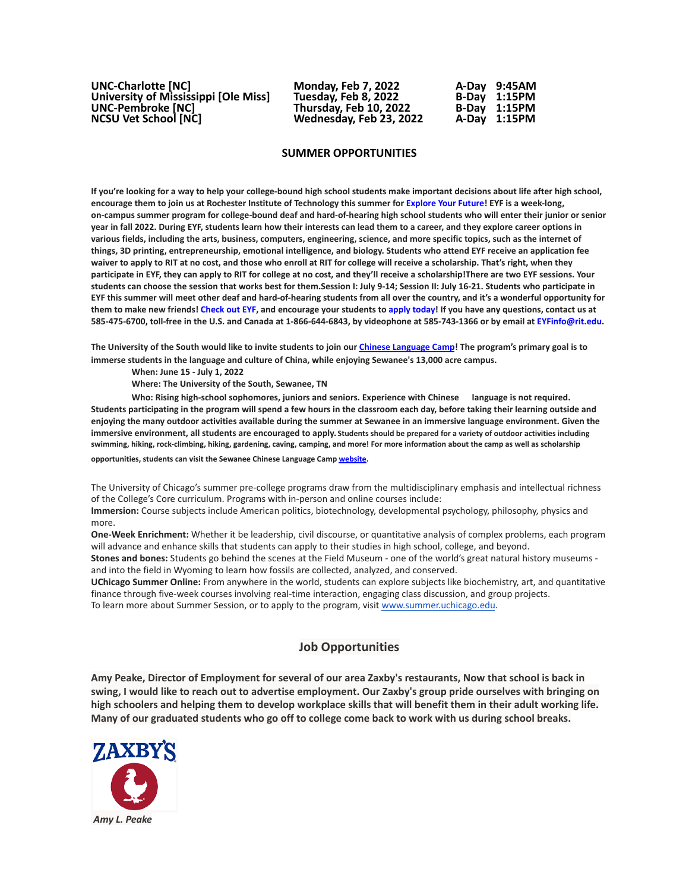| | | | |
|---|---|---|---|
| **UNC-Charlotte [NC]** | **Monday, Feb 7, 2022** | **A-Day** | **9:45AM** |
| **University of Mississippi [Ole Miss]** | **Tuesday, Feb 8, 2022** | **B-Day** | **1:15PM** |
| **UNC-Pembroke [NC]** | **Thursday, Feb 10, 2022** | **B-Day** | **1:15PM** |
| **NCSU Vet School [NC]** | **Wednesday, Feb 23, 2022** | **A-Day** | **1:15PM** |

## SUMMER OPPORTUNITIES

**If you're looking for a way to help your college-bound high school students make important decisions about life after high school, encourage them to join us at Rochester Institute of Technology this summer for Explore Your Future! EYF is a week-long, on-campus summer program for college-bound deaf and hard-of-hearing high school students who will enter their junior or senior year in fall 2022. During EYF, students learn how their interests can lead them to a career, and they explore career options in various fields, including the arts, business, computers, engineering, science, and more specific topics, such as the internet of things, 3D printing, entrepreneurship, emotional intelligence, and biology. Students who attend EYF receive an application fee waiver to apply to RIT at no cost, and those who enroll at RIT for college will receive a scholarship. That's right, when they participate in EYF, they can apply to RIT for college at no cost, and they'll receive a scholarship!There are two EYF sessions. Your students can choose the session that works best for them.Session I: July 9-14; Session II: July 16-21. Students who participate in EYF this summer will meet other deaf and hard-of-hearing students from all over the country, and it's a wonderful opportunity for them to make new friends! Check out EYF, and encourage your students to apply today! If you have any questions, contact us at 585-475-6700, toll-free in the U.S. and Canada at 1-866-644-6843, by videophone at 585-743-1366 or by email at EYFinfo@rit.edu.**

**The University of the South would like to invite students to join our Chinese Language Camp! The program's primary goal is to immerse students in the language and culture of China, while enjoying Sewanee's 13,000 acre campus.**

**When: June 15 - July 1, 2022**

**Where: The University of the South, Sewanee, TN**

**Who: Rising high-school sophomores, juniors and seniors. Experience with Chinese language is not required.**

**Students participating in the program will spend a few hours in the classroom each day, before taking their learning outside and enjoying the many outdoor activities available during the summer at Sewanee in an immersive language environment. Given the immersive environment, all students are encouraged to apply. Students should be prepared for a variety of outdoor activities including swimming, hiking, rock-climbing, hiking, gardening, caving, camping, and more! For more information about the camp as well as scholarship opportunities, students can visit the Sewanee Chinese Language Camp website.**

The University of Chicago's summer pre-college programs draw from the multidisciplinary emphasis and intellectual richness of the College's Core curriculum. Programs with in-person and online courses include:

**Immersion:** Course subjects include American politics, biotechnology, developmental psychology, philosophy, physics and more.

**One-Week Enrichment:** Whether it be leadership, civil discourse, or quantitative analysis of complex problems, each program will advance and enhance skills that students can apply to their studies in high school, college, and beyond.

**Stones and bones:** Students go behind the scenes at the Field Museum - one of the world's great natural history museums - and into the field in Wyoming to learn how fossils are collected, analyzed, and conserved.

**UChicago Summer Online:** From anywhere in the world, students can explore subjects like biochemistry, art, and quantitative finance through five-week courses involving real-time interaction, engaging class discussion, and group projects.

To learn more about Summer Session, or to apply to the program, visit www.summer.uchicago.edu.

## Job Opportunities

**Amy Peake, Director of Employment for several of our area Zaxby's restaurants, Now that school is back in swing, I would like to reach out to advertise employment. Our Zaxby's group pride ourselves with bringing on high schoolers and helping them to develop workplace skills that will benefit them in their adult working life. Many of our graduated students who go off to college come back to work with us during school breaks.**

ZAXBY'S

***Amy L. Peake***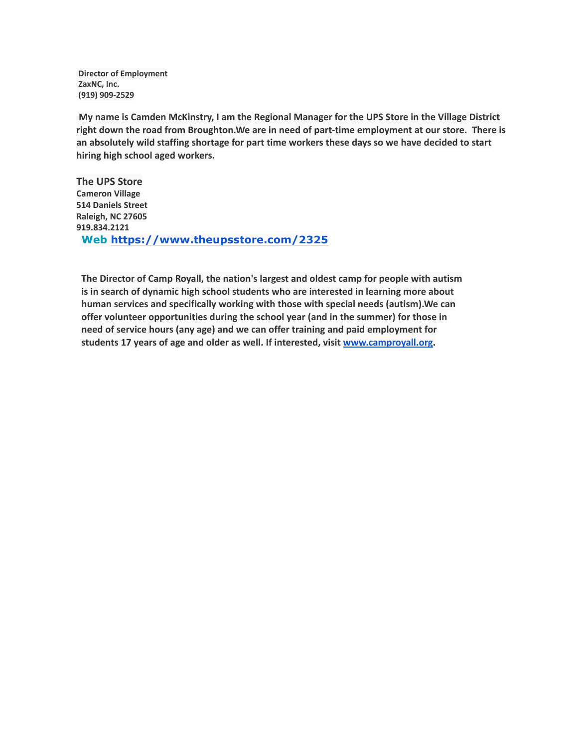**Director of Employment**
**ZaxNC, Inc.**
**(919) 909-2529**

**My name is Camden McKinstry, I am the Regional Manager for the UPS Store in the Village District right down the road from Broughton.We are in need of part-time employment at our store. There is an absolutely wild staffing shortage for part time workers these days so we have decided to start hiring high school aged workers.**

**The UPS Store**
**Cameron Village**
**514 Daniels Street**
**Raleigh, NC 27605**
**919.834.2121**
**Web [https://www.theupsstore.com/2325](https://www.theupsstore.com/2325)**

**The Director of Camp Royall, the nation's largest and oldest camp for people with autism is in search of dynamic high school students who are interested in learning more about human services and specifically working with those with special needs (autism).We can offer volunteer opportunities during the school year (and in the summer) for those in need of service hours (any age) and we can offer training and paid employment for students 17 years of age and older as well. If interested, visit [www.camproyall.org](www.camproyall.org).**